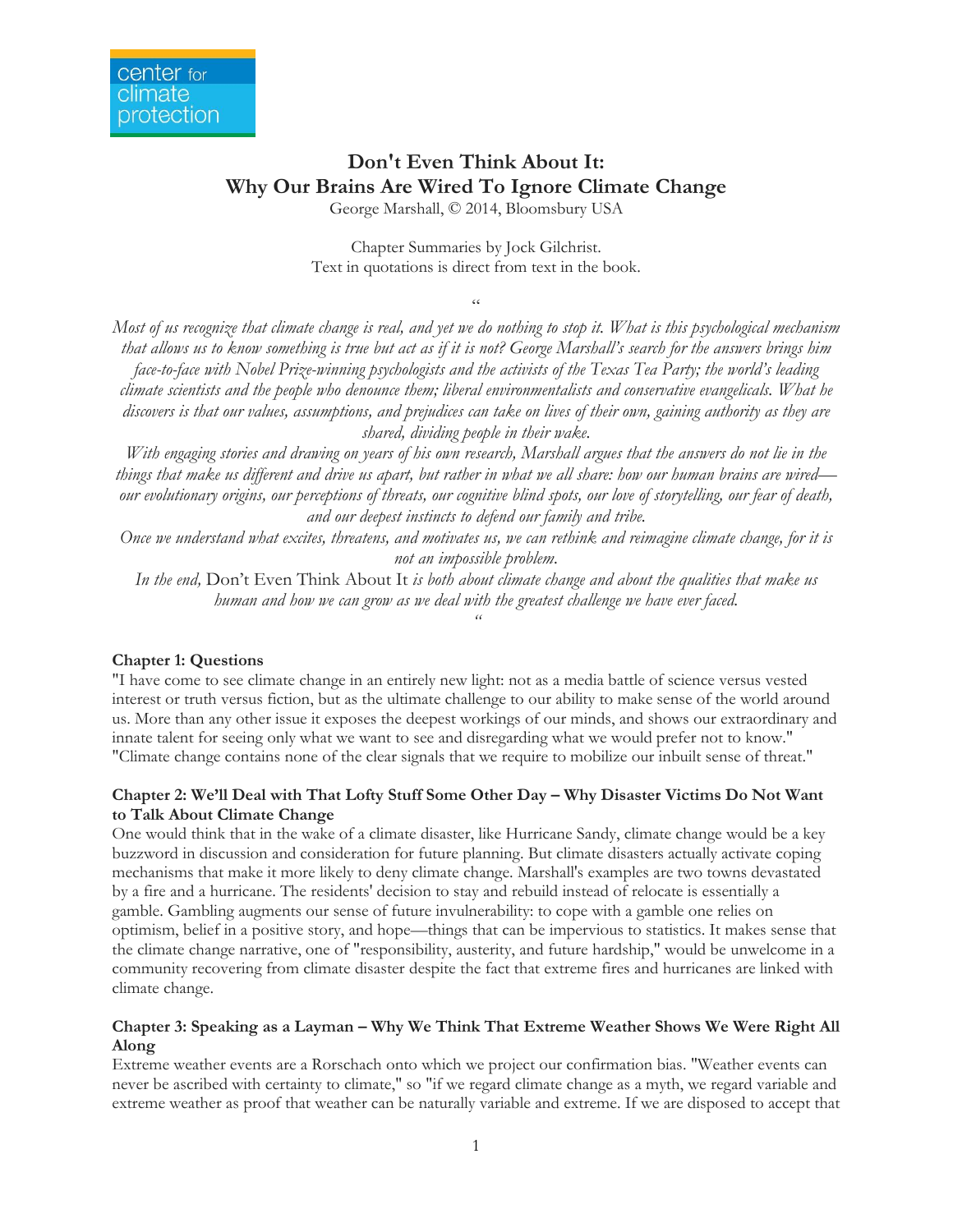center for climate protection

# Don't Even Think About It: Why Our Brains Are Wired To Ignore Climate Change

George Marshall, © 2014, Bloomsbury USA

Chapter Summaries by Jock Gilchrist.
Text in quotations is direct from text in the book.

"

*Most of us recognize that climate change is real, and yet we do nothing to stop it. What is this psychological mechanism that allows us to know something is true but act as if it is not? George Marshall's search for the answers brings him face-to-face with Nobel Prize-winning psychologists and the activists of the Texas Tea Party; the world's leading climate scientists and the people who denounce them; liberal environmentalists and conservative evangelicals. What he discovers is that our values, assumptions, and prejudices can take on lives of their own, gaining authority as they are shared, dividing people in their wake.*

*With engaging stories and drawing on years of his own research, Marshall argues that the answers do not lie in the things that make us different and drive us apart, but rather in what we all share: how our human brains are wired—our evolutionary origins, our perceptions of threats, our cognitive blind spots, our love of storytelling, our fear of death, and our deepest instincts to defend our family and tribe.*

*Once we understand what excites, threatens, and motivates us, we can rethink and reimagine climate change, for it is not an impossible problem.*

*In the end,* Don't Even Think About It *is both about climate change and about the qualities that make us human and how we can grow as we deal with the greatest challenge we have ever faced.*

"

**Chapter 1: Questions**

"I have come to see climate change in an entirely new light: not as a media battle of science versus vested interest or truth versus fiction, but as the ultimate challenge to our ability to make sense of the world around us. More than any other issue it exposes the deepest workings of our minds, and shows our extraordinary and innate talent for seeing only what we want to see and disregarding what we would prefer not to know." "Climate change contains none of the clear signals that we require to mobilize our inbuilt sense of threat."

**Chapter 2: We'll Deal with That Lofty Stuff Some Other Day – Why Disaster Victims Do Not Want to Talk About Climate Change**

One would think that in the wake of a climate disaster, like Hurricane Sandy, climate change would be a key buzzword in discussion and consideration for future planning. But climate disasters actually activate coping mechanisms that make it more likely to deny climate change. Marshall's examples are two towns devastated by a fire and a hurricane. The residents' decision to stay and rebuild instead of relocate is essentially a gamble. Gambling augments our sense of future invulnerability: to cope with a gamble one relies on optimism, belief in a positive story, and hope—things that can be impervious to statistics. It makes sense that the climate change narrative, one of "responsibility, austerity, and future hardship," would be unwelcome in a community recovering from climate disaster despite the fact that extreme fires and hurricanes are linked with climate change.

**Chapter 3: Speaking as a Layman – Why We Think That Extreme Weather Shows We Were Right All Along**

Extreme weather events are a Rorschach onto which we project our confirmation bias. "Weather events can never be ascribed with certainty to climate," so "if we regard climate change as a myth, we regard variable and extreme weather as proof that weather can be naturally variable and extreme. If we are disposed to accept that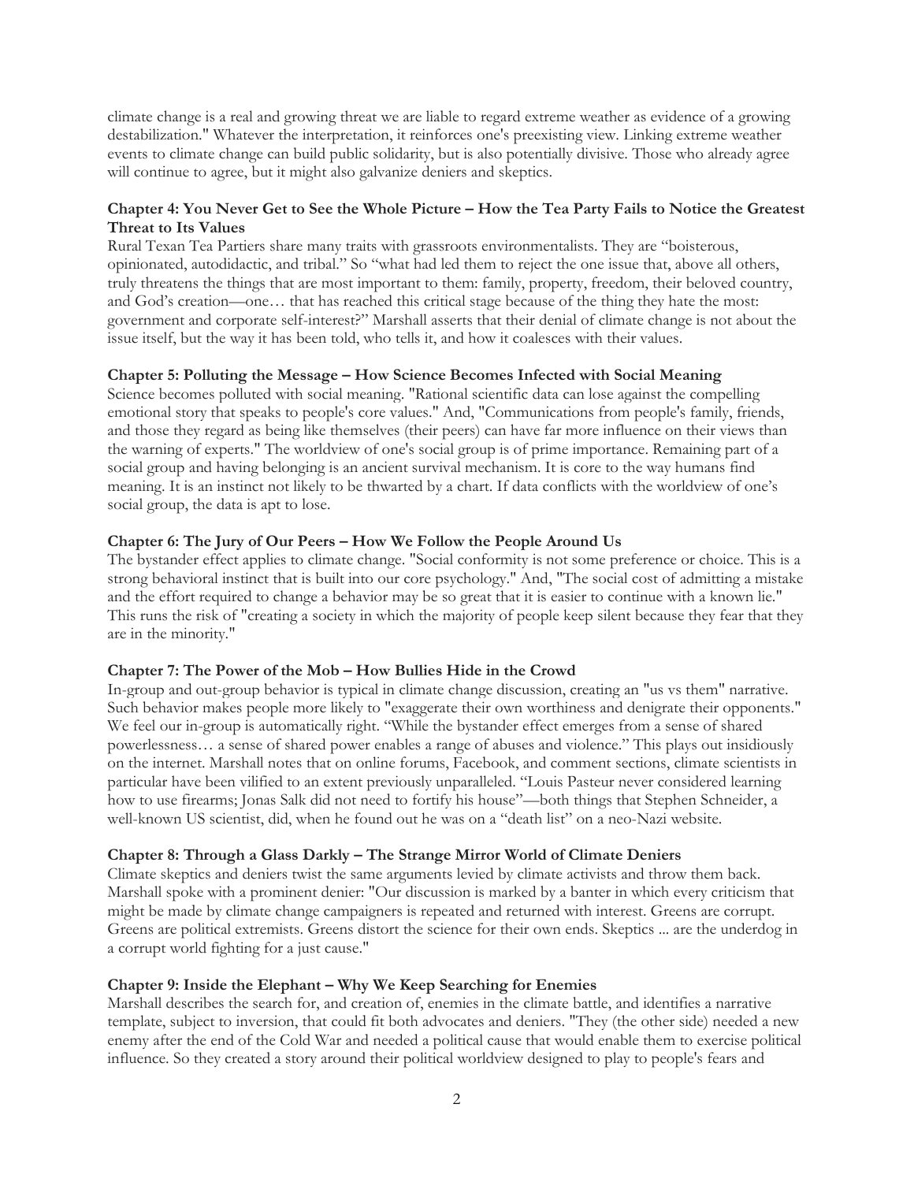climate change is a real and growing threat we are liable to regard extreme weather as evidence of a growing destabilization." Whatever the interpretation, it reinforces one's preexisting view. Linking extreme weather events to climate change can build public solidarity, but is also potentially divisive. Those who already agree will continue to agree, but it might also galvanize deniers and skeptics.

**Chapter 4: You Never Get to See the Whole Picture – How the Tea Party Fails to Notice the Greatest Threat to Its Values**

Rural Texan Tea Partiers share many traits with grassroots environmentalists. They are "boisterous, opinionated, autodidactic, and tribal." So "what had led them to reject the one issue that, above all others, truly threatens the things that are most important to them: family, property, freedom, their beloved country, and God's creation—one… that has reached this critical stage because of the thing they hate the most: government and corporate self-interest?" Marshall asserts that their denial of climate change is not about the issue itself, but the way it has been told, who tells it, and how it coalesces with their values.

**Chapter 5: Polluting the Message – How Science Becomes Infected with Social Meaning**

Science becomes polluted with social meaning. "Rational scientific data can lose against the compelling emotional story that speaks to people's core values." And, "Communications from people's family, friends, and those they regard as being like themselves (their peers) can have far more influence on their views than the warning of experts." The worldview of one's social group is of prime importance. Remaining part of a social group and having belonging is an ancient survival mechanism. It is core to the way humans find meaning. It is an instinct not likely to be thwarted by a chart. If data conflicts with the worldview of one's social group, the data is apt to lose.

**Chapter 6: The Jury of Our Peers – How We Follow the People Around Us**

The bystander effect applies to climate change. "Social conformity is not some preference or choice. This is a strong behavioral instinct that is built into our core psychology." And, "The social cost of admitting a mistake and the effort required to change a behavior may be so great that it is easier to continue with a known lie." This runs the risk of "creating a society in which the majority of people keep silent because they fear that they are in the minority."

**Chapter 7: The Power of the Mob – How Bullies Hide in the Crowd**

In-group and out-group behavior is typical in climate change discussion, creating an "us vs them" narrative. Such behavior makes people more likely to "exaggerate their own worthiness and denigrate their opponents." We feel our in-group is automatically right. "While the bystander effect emerges from a sense of shared powerlessness… a sense of shared power enables a range of abuses and violence." This plays out insidiously on the internet. Marshall notes that on online forums, Facebook, and comment sections, climate scientists in particular have been vilified to an extent previously unparalleled. "Louis Pasteur never considered learning how to use firearms; Jonas Salk did not need to fortify his house"—both things that Stephen Schneider, a well-known US scientist, did, when he found out he was on a "death list" on a neo-Nazi website.

**Chapter 8: Through a Glass Darkly – The Strange Mirror World of Climate Deniers**

Climate skeptics and deniers twist the same arguments levied by climate activists and throw them back. Marshall spoke with a prominent denier: "Our discussion is marked by a banter in which every criticism that might be made by climate change campaigners is repeated and returned with interest. Greens are corrupt. Greens are political extremists. Greens distort the science for their own ends. Skeptics ... are the underdog in a corrupt world fighting for a just cause."

**Chapter 9: Inside the Elephant – Why We Keep Searching for Enemies**

Marshall describes the search for, and creation of, enemies in the climate battle, and identifies a narrative template, subject to inversion, that could fit both advocates and deniers. "They (the other side) needed a new enemy after the end of the Cold War and needed a political cause that would enable them to exercise political influence. So they created a story around their political worldview designed to play to people's fears and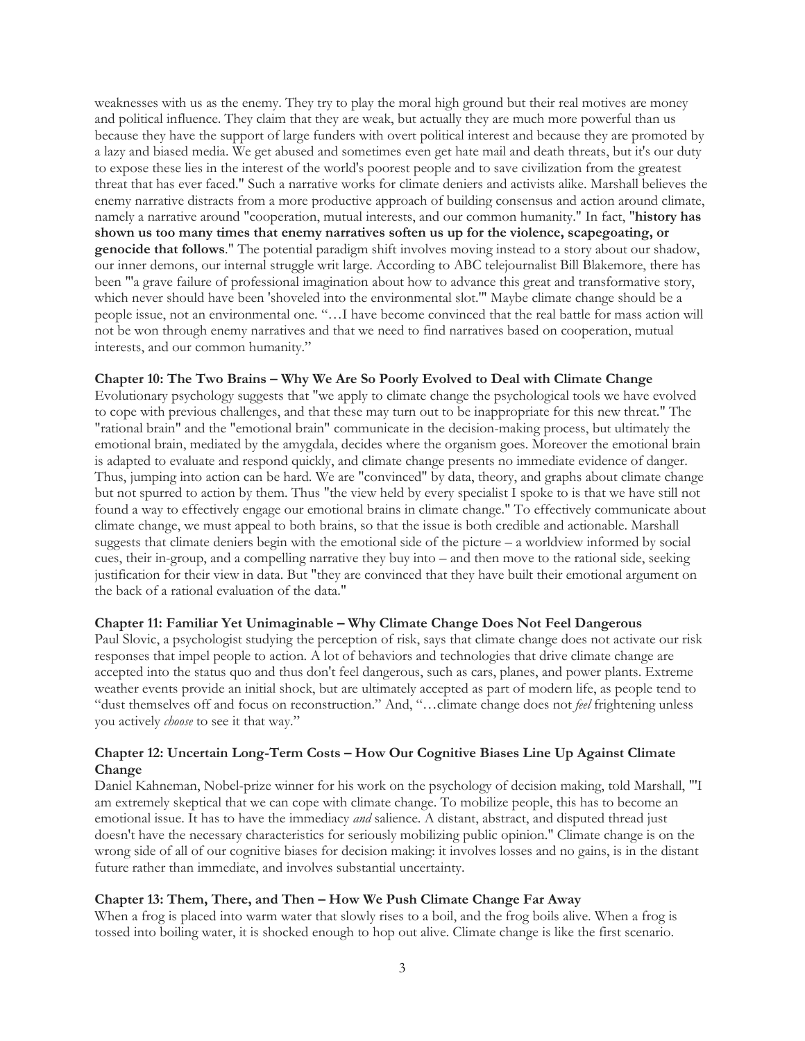weaknesses with us as the enemy. They try to play the moral high ground but their real motives are money and political influence. They claim that they are weak, but actually they are much more powerful than us because they have the support of large funders with overt political interest and because they are promoted by a lazy and biased media. We get abused and sometimes even get hate mail and death threats, but it's our duty to expose these lies in the interest of the world's poorest people and to save civilization from the greatest threat that has ever faced." Such a narrative works for climate deniers and activists alike. Marshall believes the enemy narrative distracts from a more productive approach of building consensus and action around climate, namely a narrative around "cooperation, mutual interests, and our common humanity." In fact, "**history has shown us too many times that enemy narratives soften us up for the violence, scapegoating, or genocide that follows**." The potential paradigm shift involves moving instead to a story about our shadow, our inner demons, our internal struggle writ large. According to ABC telejournalist Bill Blakemore, there has been "'a grave failure of professional imagination about how to advance this great and transformative story, which never should have been 'shoveled into the environmental slot.'" Maybe climate change should be a people issue, not an environmental one. "…I have become convinced that the real battle for mass action will not be won through enemy narratives and that we need to find narratives based on cooperation, mutual interests, and our common humanity."

### Chapter 10: The Two Brains – Why We Are So Poorly Evolved to Deal with Climate Change

Evolutionary psychology suggests that "we apply to climate change the psychological tools we have evolved to cope with previous challenges, and that these may turn out to be inappropriate for this new threat." The "rational brain" and the "emotional brain" communicate in the decision-making process, but ultimately the emotional brain, mediated by the amygdala, decides where the organism goes. Moreover the emotional brain is adapted to evaluate and respond quickly, and climate change presents no immediate evidence of danger. Thus, jumping into action can be hard. We are "convinced" by data, theory, and graphs about climate change but not spurred to action by them. Thus "the view held by every specialist I spoke to is that we have still not found a way to effectively engage our emotional brains in climate change." To effectively communicate about climate change, we must appeal to both brains, so that the issue is both credible and actionable. Marshall suggests that climate deniers begin with the emotional side of the picture – a worldview informed by social cues, their in-group, and a compelling narrative they buy into – and then move to the rational side, seeking justification for their view in data. But "they are convinced that they have built their emotional argument on the back of a rational evaluation of the data."

### Chapter 11: Familiar Yet Unimaginable – Why Climate Change Does Not Feel Dangerous

Paul Slovic, a psychologist studying the perception of risk, says that climate change does not activate our risk responses that impel people to action. A lot of behaviors and technologies that drive climate change are accepted into the status quo and thus don't feel dangerous, such as cars, planes, and power plants. Extreme weather events provide an initial shock, but are ultimately accepted as part of modern life, as people tend to "dust themselves off and focus on reconstruction." And, "…climate change does not *feel* frightening unless you actively *choose* to see it that way."

### Chapter 12: Uncertain Long-Term Costs – How Our Cognitive Biases Line Up Against Climate Change

Daniel Kahneman, Nobel-prize winner for his work on the psychology of decision making, told Marshall, "'I am extremely skeptical that we can cope with climate change. To mobilize people, this has to become an emotional issue. It has to have the immediacy *and* salience. A distant, abstract, and disputed thread just doesn't have the necessary characteristics for seriously mobilizing public opinion." Climate change is on the wrong side of all of our cognitive biases for decision making: it involves losses and no gains, is in the distant future rather than immediate, and involves substantial uncertainty.

### Chapter 13: Them, There, and Then – How We Push Climate Change Far Away

When a frog is placed into warm water that slowly rises to a boil, and the frog boils alive. When a frog is tossed into boiling water, it is shocked enough to hop out alive. Climate change is like the first scenario.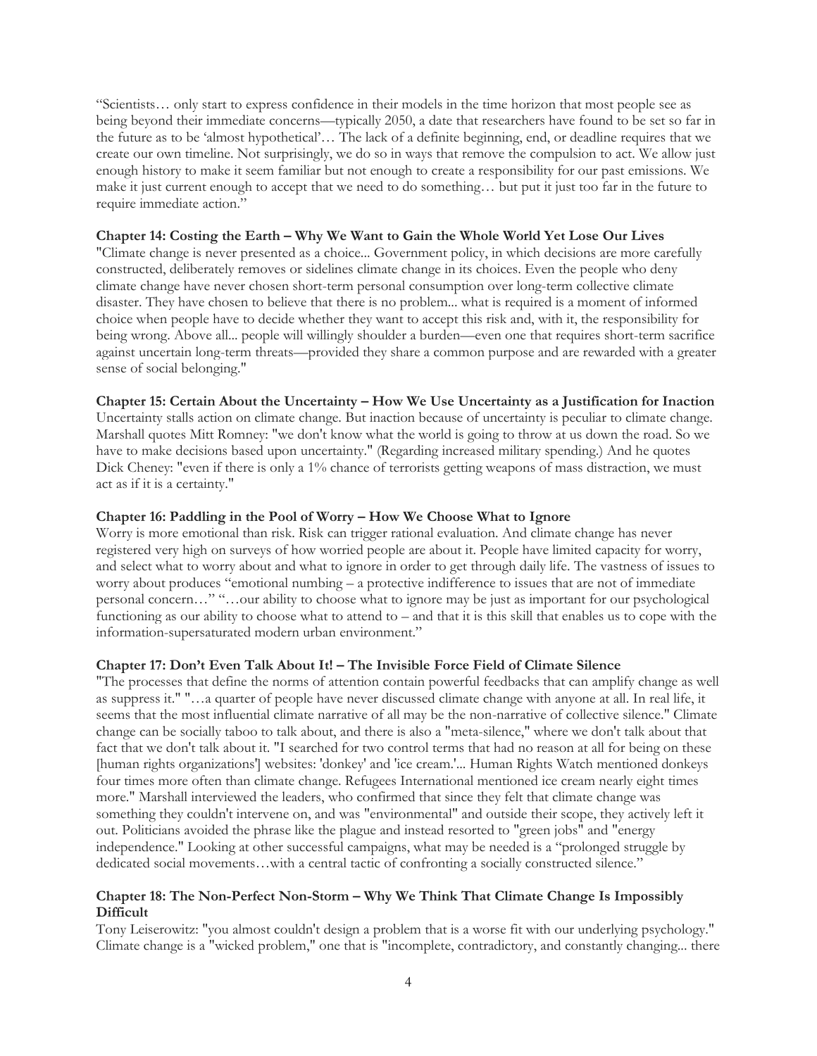"Scientists… only start to express confidence in their models in the time horizon that most people see as being beyond their immediate concerns—typically 2050, a date that researchers have found to be set so far in the future as to be 'almost hypothetical'… The lack of a definite beginning, end, or deadline requires that we create our own timeline. Not surprisingly, we do so in ways that remove the compulsion to act. We allow just enough history to make it seem familiar but not enough to create a responsibility for our past emissions. We make it just current enough to accept that we need to do something… but put it just too far in the future to require immediate action."

**Chapter 14: Costing the Earth – Why We Want to Gain the Whole World Yet Lose Our Lives**
"Climate change is never presented as a choice... Government policy, in which decisions are more carefully constructed, deliberately removes or sidelines climate change in its choices. Even the people who deny climate change have never chosen short-term personal consumption over long-term collective climate disaster. They have chosen to believe that there is no problem... what is required is a moment of informed choice when people have to decide whether they want to accept this risk and, with it, the responsibility for being wrong. Above all... people will willingly shoulder a burden—even one that requires short-term sacrifice against uncertain long-term threats—provided they share a common purpose and are rewarded with a greater sense of social belonging."

**Chapter 15: Certain About the Uncertainty – How We Use Uncertainty as a Justification for Inaction**
Uncertainty stalls action on climate change. But inaction because of uncertainty is peculiar to climate change. Marshall quotes Mitt Romney: "we don't know what the world is going to throw at us down the road. So we have to make decisions based upon uncertainty." (Regarding increased military spending.) And he quotes Dick Cheney: "even if there is only a 1% chance of terrorists getting weapons of mass distraction, we must act as if it is a certainty."

**Chapter 16: Paddling in the Pool of Worry – How We Choose What to Ignore**
Worry is more emotional than risk. Risk can trigger rational evaluation. And climate change has never registered very high on surveys of how worried people are about it. People have limited capacity for worry, and select what to worry about and what to ignore in order to get through daily life. The vastness of issues to worry about produces "emotional numbing – a protective indifference to issues that are not of immediate personal concern…" "…our ability to choose what to ignore may be just as important for our psychological functioning as our ability to choose what to attend to – and that it is this skill that enables us to cope with the information-supersaturated modern urban environment."

**Chapter 17: Don't Even Talk About It! – The Invisible Force Field of Climate Silence**
"The processes that define the norms of attention contain powerful feedbacks that can amplify change as well as suppress it." "…a quarter of people have never discussed climate change with anyone at all. In real life, it seems that the most influential climate narrative of all may be the non-narrative of collective silence." Climate change can be socially taboo to talk about, and there is also a "meta-silence," where we don't talk about that fact that we don't talk about it. "I searched for two control terms that had no reason at all for being on these [human rights organizations'] websites: 'donkey' and 'ice cream.'... Human Rights Watch mentioned donkeys four times more often than climate change. Refugees International mentioned ice cream nearly eight times more." Marshall interviewed the leaders, who confirmed that since they felt that climate change was something they couldn't intervene on, and was "environmental" and outside their scope, they actively left it out. Politicians avoided the phrase like the plague and instead resorted to "green jobs" and "energy independence." Looking at other successful campaigns, what may be needed is a "prolonged struggle by dedicated social movements…with a central tactic of confronting a socially constructed silence."

**Chapter 18: The Non-Perfect Non-Storm – Why We Think That Climate Change Is Impossibly Difficult**
Tony Leiserowitz: "you almost couldn't design a problem that is a worse fit with our underlying psychology." Climate change is a "wicked problem," one that is "incomplete, contradictory, and constantly changing... there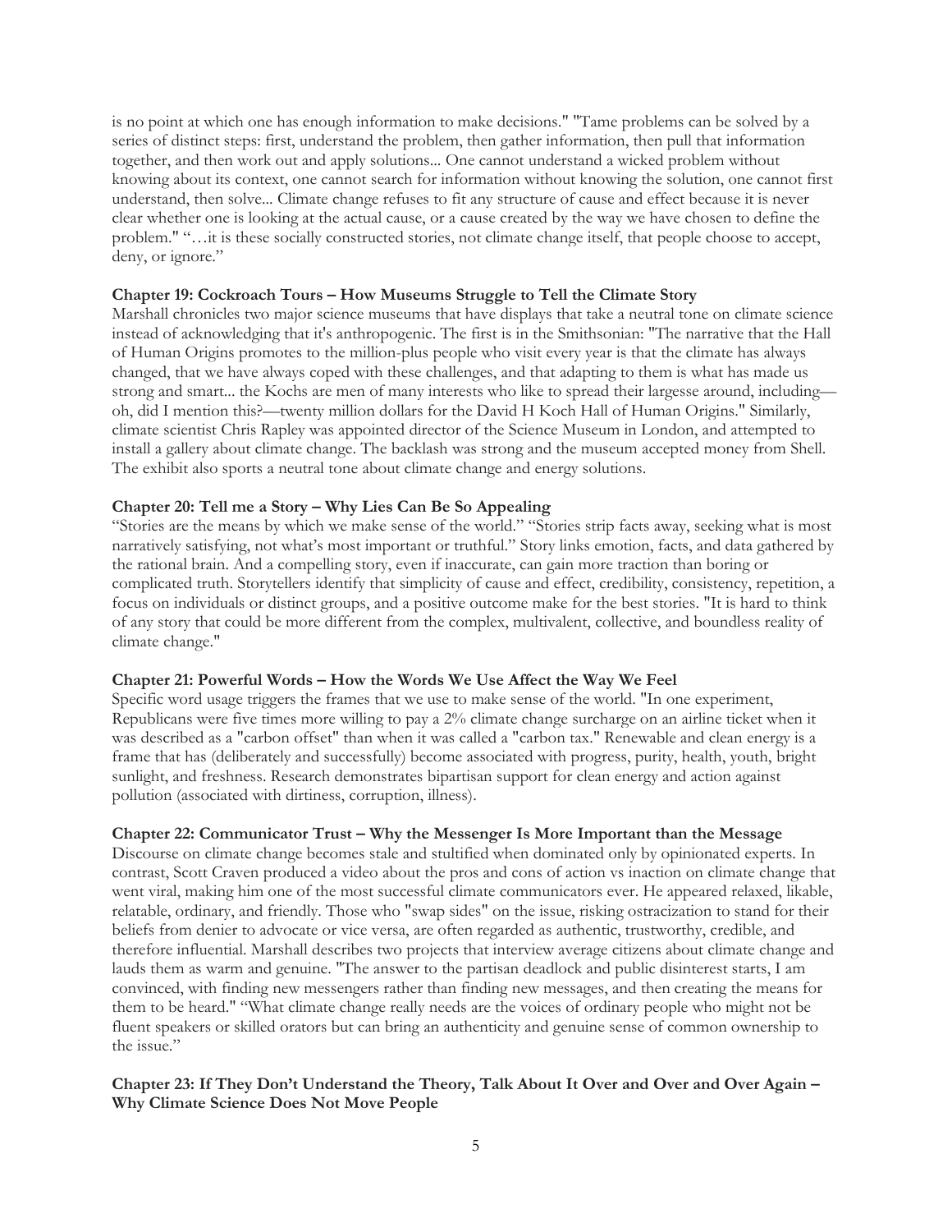is no point at which one has enough information to make decisions." "Tame problems can be solved by a series of distinct steps: first, understand the problem, then gather information, then pull that information together, and then work out and apply solutions... One cannot understand a wicked problem without knowing about its context, one cannot search for information without knowing the solution, one cannot first understand, then solve... Climate change refuses to fit any structure of cause and effect because it is never clear whether one is looking at the actual cause, or a cause created by the way we have chosen to define the problem." "…it is these socially constructed stories, not climate change itself, that people choose to accept, deny, or ignore."

**Chapter 19: Cockroach Tours – How Museums Struggle to Tell the Climate Story**

Marshall chronicles two major science museums that have displays that take a neutral tone on climate science instead of acknowledging that it's anthropogenic. The first is in the Smithsonian: "The narrative that the Hall of Human Origins promotes to the million-plus people who visit every year is that the climate has always changed, that we have always coped with these challenges, and that adapting to them is what has made us strong and smart... the Kochs are men of many interests who like to spread their largesse around, including—oh, did I mention this?—twenty million dollars for the David H Koch Hall of Human Origins." Similarly, climate scientist Chris Rapley was appointed director of the Science Museum in London, and attempted to install a gallery about climate change. The backlash was strong and the museum accepted money from Shell. The exhibit also sports a neutral tone about climate change and energy solutions.

**Chapter 20: Tell me a Story – Why Lies Can Be So Appealing**

"Stories are the means by which we make sense of the world." "Stories strip facts away, seeking what is most narratively satisfying, not what's most important or truthful." Story links emotion, facts, and data gathered by the rational brain. And a compelling story, even if inaccurate, can gain more traction than boring or complicated truth. Storytellers identify that simplicity of cause and effect, credibility, consistency, repetition, a focus on individuals or distinct groups, and a positive outcome make for the best stories. "It is hard to think of any story that could be more different from the complex, multivalent, collective, and boundless reality of climate change."

**Chapter 21: Powerful Words – How the Words We Use Affect the Way We Feel**

Specific word usage triggers the frames that we use to make sense of the world. "In one experiment, Republicans were five times more willing to pay a 2% climate change surcharge on an airline ticket when it was described as a "carbon offset" than when it was called a "carbon tax." Renewable and clean energy is a frame that has (deliberately and successfully) become associated with progress, purity, health, youth, bright sunlight, and freshness. Research demonstrates bipartisan support for clean energy and action against pollution (associated with dirtiness, corruption, illness).

**Chapter 22: Communicator Trust – Why the Messenger Is More Important than the Message**

Discourse on climate change becomes stale and stultified when dominated only by opinionated experts. In contrast, Scott Craven produced a video about the pros and cons of action vs inaction on climate change that went viral, making him one of the most successful climate communicators ever. He appeared relaxed, likable, relatable, ordinary, and friendly. Those who "swap sides" on the issue, risking ostracization to stand for their beliefs from denier to advocate or vice versa, are often regarded as authentic, trustworthy, credible, and therefore influential. Marshall describes two projects that interview average citizens about climate change and lauds them as warm and genuine. "The answer to the partisan deadlock and public disinterest starts, I am convinced, with finding new messengers rather than finding new messages, and then creating the means for them to be heard." "What climate change really needs are the voices of ordinary people who might not be fluent speakers or skilled orators but can bring an authenticity and genuine sense of common ownership to the issue."

**Chapter 23: If They Don't Understand the Theory, Talk About It Over and Over and Over Again – Why Climate Science Does Not Move People**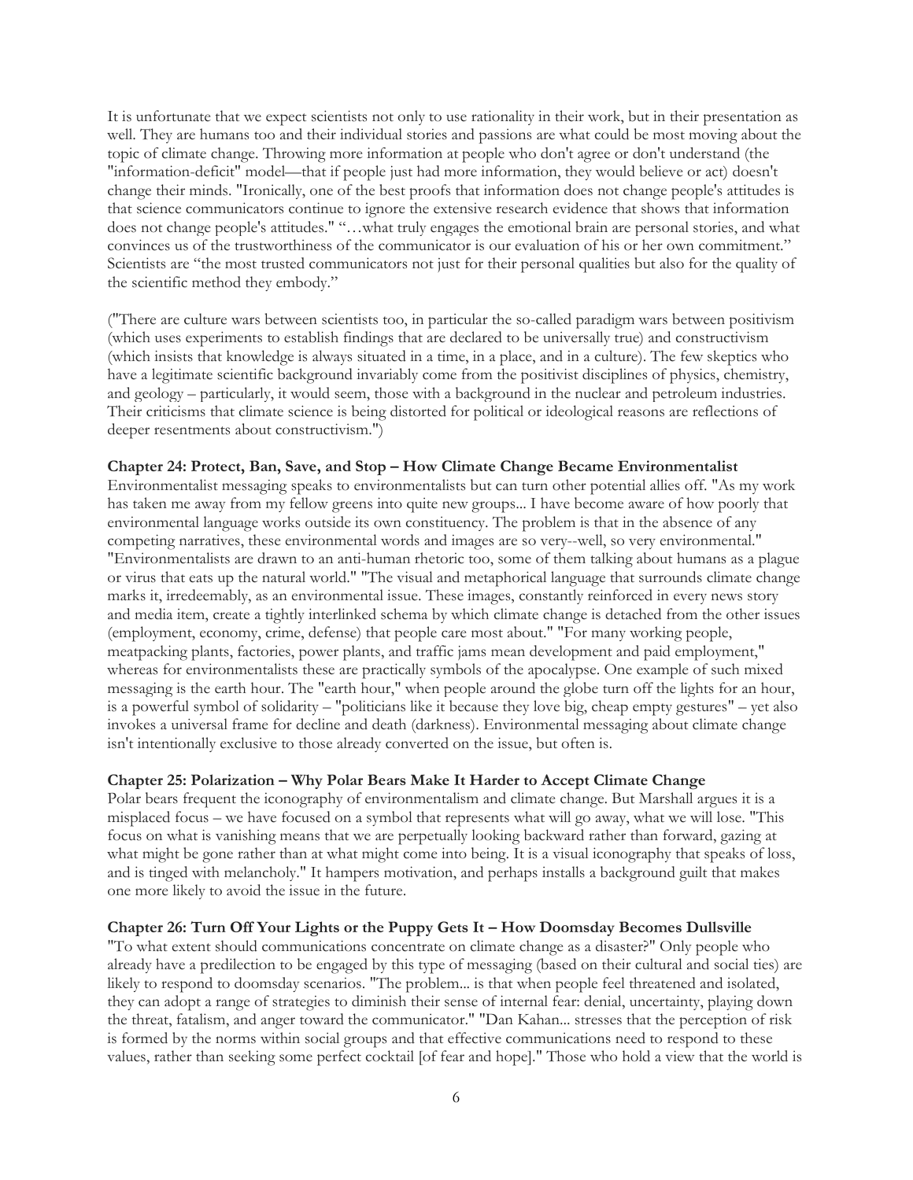It is unfortunate that we expect scientists not only to use rationality in their work, but in their presentation as well. They are humans too and their individual stories and passions are what could be most moving about the topic of climate change. Throwing more information at people who don't agree or don't understand (the "information-deficit" model—that if people just had more information, they would believe or act) doesn't change their minds. "Ironically, one of the best proofs that information does not change people's attitudes is that science communicators continue to ignore the extensive research evidence that shows that information does not change people's attitudes." "…what truly engages the emotional brain are personal stories, and what convinces us of the trustworthiness of the communicator is our evaluation of his or her own commitment." Scientists are "the most trusted communicators not just for their personal qualities but also for the quality of the scientific method they embody."

("There are culture wars between scientists too, in particular the so-called paradigm wars between positivism (which uses experiments to establish findings that are declared to be universally true) and constructivism (which insists that knowledge is always situated in a time, in a place, and in a culture). The few skeptics who have a legitimate scientific background invariably come from the positivist disciplines of physics, chemistry, and geology – particularly, it would seem, those with a background in the nuclear and petroleum industries. Their criticisms that climate science is being distorted for political or ideological reasons are reflections of deeper resentments about constructivism.")

**Chapter 24: Protect, Ban, Save, and Stop – How Climate Change Became Environmentalist**

Environmentalist messaging speaks to environmentalists but can turn other potential allies off. "As my work has taken me away from my fellow greens into quite new groups... I have become aware of how poorly that environmental language works outside its own constituency. The problem is that in the absence of any competing narratives, these environmental words and images are so very--well, so very environmental." "Environmentalists are drawn to an anti-human rhetoric too, some of them talking about humans as a plague or virus that eats up the natural world." "The visual and metaphorical language that surrounds climate change marks it, irredeemably, as an environmental issue. These images, constantly reinforced in every news story and media item, create a tightly interlinked schema by which climate change is detached from the other issues (employment, economy, crime, defense) that people care most about." "For many working people, meatpacking plants, factories, power plants, and traffic jams mean development and paid employment," whereas for environmentalists these are practically symbols of the apocalypse. One example of such mixed messaging is the earth hour. The "earth hour," when people around the globe turn off the lights for an hour, is a powerful symbol of solidarity – "politicians like it because they love big, cheap empty gestures" – yet also invokes a universal frame for decline and death (darkness). Environmental messaging about climate change isn't intentionally exclusive to those already converted on the issue, but often is.

**Chapter 25: Polarization – Why Polar Bears Make It Harder to Accept Climate Change**

Polar bears frequent the iconography of environmentalism and climate change. But Marshall argues it is a misplaced focus – we have focused on a symbol that represents what will go away, what we will lose. "This focus on what is vanishing means that we are perpetually looking backward rather than forward, gazing at what might be gone rather than at what might come into being. It is a visual iconography that speaks of loss, and is tinged with melancholy." It hampers motivation, and perhaps installs a background guilt that makes one more likely to avoid the issue in the future.

**Chapter 26: Turn Off Your Lights or the Puppy Gets It – How Doomsday Becomes Dullsville**

"To what extent should communications concentrate on climate change as a disaster?" Only people who already have a predilection to be engaged by this type of messaging (based on their cultural and social ties) are likely to respond to doomsday scenarios. "The problem... is that when people feel threatened and isolated, they can adopt a range of strategies to diminish their sense of internal fear: denial, uncertainty, playing down the threat, fatalism, and anger toward the communicator." "Dan Kahan... stresses that the perception of risk is formed by the norms within social groups and that effective communications need to respond to these values, rather than seeking some perfect cocktail [of fear and hope]." Those who hold a view that the world is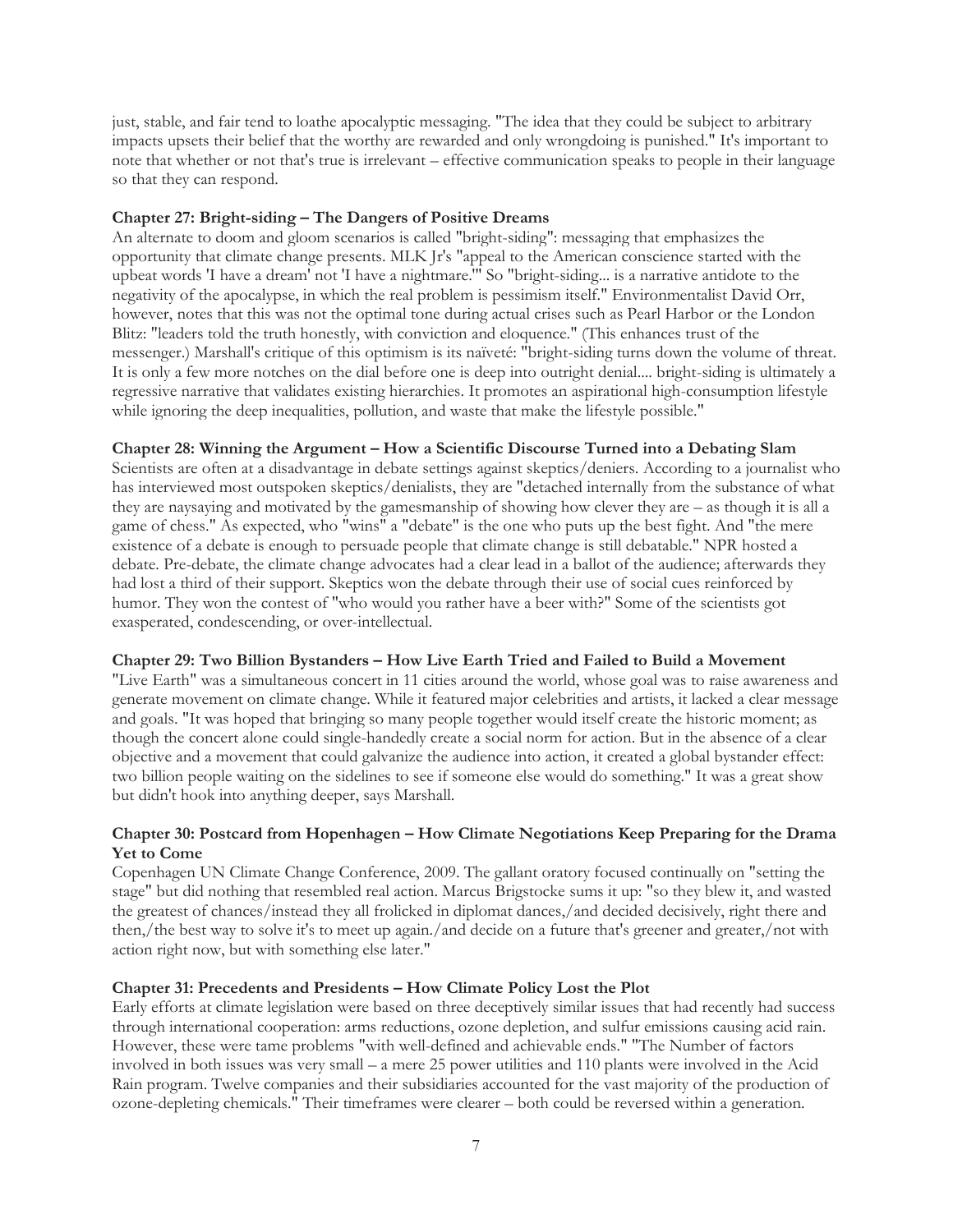just, stable, and fair tend to loathe apocalyptic messaging. "The idea that they could be subject to arbitrary impacts upsets their belief that the worthy are rewarded and only wrongdoing is punished." It's important to note that whether or not that's true is irrelevant – effective communication speaks to people in their language so that they can respond.

**Chapter 27: Bright-siding – The Dangers of Positive Dreams**

An alternate to doom and gloom scenarios is called "bright-siding": messaging that emphasizes the opportunity that climate change presents. MLK Jr's "appeal to the American conscience started with the upbeat words 'I have a dream' not 'I have a nightmare.'" So "bright-siding... is a narrative antidote to the negativity of the apocalypse, in which the real problem is pessimism itself." Environmentalist David Orr, however, notes that this was not the optimal tone during actual crises such as Pearl Harbor or the London Blitz: "leaders told the truth honestly, with conviction and eloquence." (This enhances trust of the messenger.) Marshall's critique of this optimism is its naïveté: "bright-siding turns down the volume of threat. It is only a few more notches on the dial before one is deep into outright denial.... bright-siding is ultimately a regressive narrative that validates existing hierarchies. It promotes an aspirational high-consumption lifestyle while ignoring the deep inequalities, pollution, and waste that make the lifestyle possible."

**Chapter 28: Winning the Argument – How a Scientific Discourse Turned into a Debating Slam**

Scientists are often at a disadvantage in debate settings against skeptics/deniers. According to a journalist who has interviewed most outspoken skeptics/denialists, they are "detached internally from the substance of what they are naysaying and motivated by the gamesmanship of showing how clever they are – as though it is all a game of chess." As expected, who "wins" a "debate" is the one who puts up the best fight. And "the mere existence of a debate is enough to persuade people that climate change is still debatable." NPR hosted a debate. Pre-debate, the climate change advocates had a clear lead in a ballot of the audience; afterwards they had lost a third of their support. Skeptics won the debate through their use of social cues reinforced by humor. They won the contest of "who would you rather have a beer with?" Some of the scientists got exasperated, condescending, or over-intellectual.

**Chapter 29: Two Billion Bystanders – How Live Earth Tried and Failed to Build a Movement**

"Live Earth" was a simultaneous concert in 11 cities around the world, whose goal was to raise awareness and generate movement on climate change. While it featured major celebrities and artists, it lacked a clear message and goals. "It was hoped that bringing so many people together would itself create the historic moment; as though the concert alone could single-handedly create a social norm for action. But in the absence of a clear objective and a movement that could galvanize the audience into action, it created a global bystander effect: two billion people waiting on the sidelines to see if someone else would do something." It was a great show but didn't hook into anything deeper, says Marshall.

**Chapter 30: Postcard from Hopenhagen – How Climate Negotiations Keep Preparing for the Drama Yet to Come**

Copenhagen UN Climate Change Conference, 2009. The gallant oratory focused continually on "setting the stage" but did nothing that resembled real action. Marcus Brigstocke sums it up: "so they blew it, and wasted the greatest of chances/instead they all frolicked in diplomat dances,/and decided decisively, right there and then,/the best way to solve it's to meet up again./and decide on a future that's greener and greater,/not with action right now, but with something else later."

**Chapter 31: Precedents and Presidents – How Climate Policy Lost the Plot**

Early efforts at climate legislation were based on three deceptively similar issues that had recently had success through international cooperation: arms reductions, ozone depletion, and sulfur emissions causing acid rain. However, these were tame problems "with well-defined and achievable ends." "The Number of factors involved in both issues was very small – a mere 25 power utilities and 110 plants were involved in the Acid Rain program. Twelve companies and their subsidiaries accounted for the vast majority of the production of ozone-depleting chemicals." Their timeframes were clearer – both could be reversed within a generation.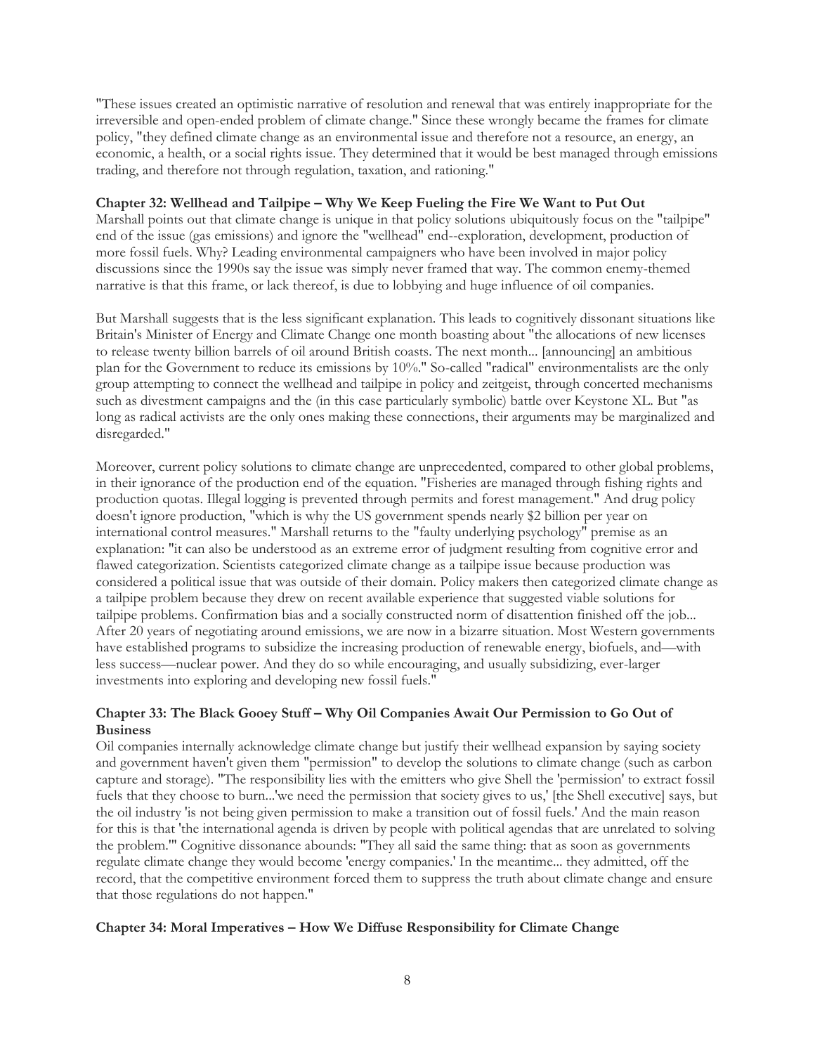"These issues created an optimistic narrative of resolution and renewal that was entirely inappropriate for the irreversible and open-ended problem of climate change." Since these wrongly became the frames for climate policy, "they defined climate change as an environmental issue and therefore not a resource, an energy, an economic, a health, or a social rights issue. They determined that it would be best managed through emissions trading, and therefore not through regulation, taxation, and rationing."

**Chapter 32: Wellhead and Tailpipe – Why We Keep Fueling the Fire We Want to Put Out**

Marshall points out that climate change is unique in that policy solutions ubiquitously focus on the "tailpipe" end of the issue (gas emissions) and ignore the "wellhead" end--exploration, development, production of more fossil fuels. Why? Leading environmental campaigners who have been involved in major policy discussions since the 1990s say the issue was simply never framed that way. The common enemy-themed narrative is that this frame, or lack thereof, is due to lobbying and huge influence of oil companies.

But Marshall suggests that is the less significant explanation. This leads to cognitively dissonant situations like Britain's Minister of Energy and Climate Change one month boasting about "the allocations of new licenses to release twenty billion barrels of oil around British coasts. The next month... [announcing] an ambitious plan for the Government to reduce its emissions by 10%." So-called "radical" environmentalists are the only group attempting to connect the wellhead and tailpipe in policy and zeitgeist, through concerted mechanisms such as divestment campaigns and the (in this case particularly symbolic) battle over Keystone XL. But "as long as radical activists are the only ones making these connections, their arguments may be marginalized and disregarded."

Moreover, current policy solutions to climate change are unprecedented, compared to other global problems, in their ignorance of the production end of the equation. "Fisheries are managed through fishing rights and production quotas. Illegal logging is prevented through permits and forest management." And drug policy doesn't ignore production, "which is why the US government spends nearly $2 billion per year on international control measures." Marshall returns to the "faulty underlying psychology" premise as an explanation: "it can also be understood as an extreme error of judgment resulting from cognitive error and flawed categorization. Scientists categorized climate change as a tailpipe issue because production was considered a political issue that was outside of their domain. Policy makers then categorized climate change as a tailpipe problem because they drew on recent available experience that suggested viable solutions for tailpipe problems. Confirmation bias and a socially constructed norm of disattention finished off the job... After 20 years of negotiating around emissions, we are now in a bizarre situation. Most Western governments have established programs to subsidize the increasing production of renewable energy, biofuels, and—with less success—nuclear power. And they do so while encouraging, and usually subsidizing, ever-larger investments into exploring and developing new fossil fuels."

**Chapter 33: The Black Gooey Stuff – Why Oil Companies Await Our Permission to Go Out of Business**

Oil companies internally acknowledge climate change but justify their wellhead expansion by saying society and government haven't given them "permission" to develop the solutions to climate change (such as carbon capture and storage). "The responsibility lies with the emitters who give Shell the 'permission' to extract fossil fuels that they choose to burn...'we need the permission that society gives to us,' [the Shell executive] says, but the oil industry 'is not being given permission to make a transition out of fossil fuels.' And the main reason for this is that 'the international agenda is driven by people with political agendas that are unrelated to solving the problem.'" Cognitive dissonance abounds: "They all said the same thing: that as soon as governments regulate climate change they would become 'energy companies.' In the meantime... they admitted, off the record, that the competitive environment forced them to suppress the truth about climate change and ensure that those regulations do not happen."

**Chapter 34: Moral Imperatives – How We Diffuse Responsibility for Climate Change**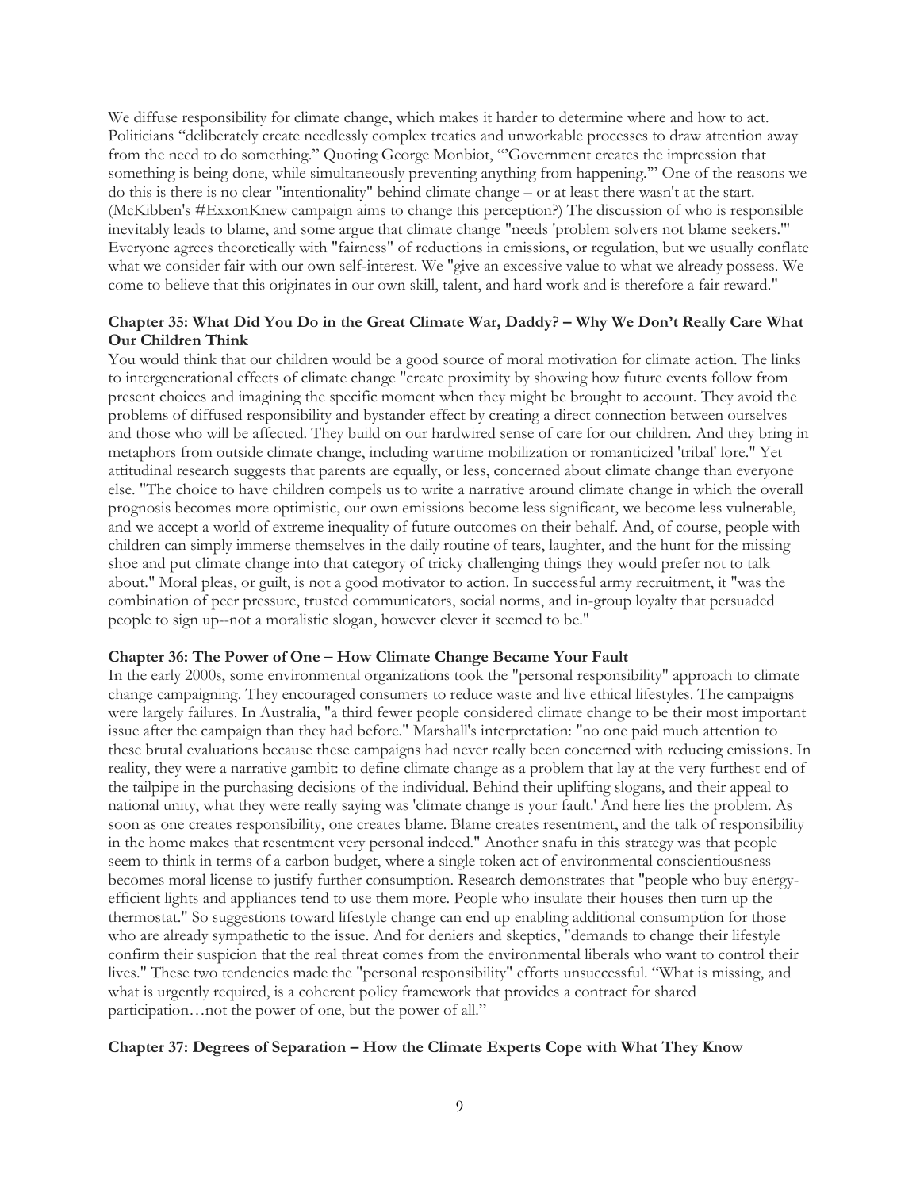We diffuse responsibility for climate change, which makes it harder to determine where and how to act. Politicians "deliberately create needlessly complex treaties and unworkable processes to draw attention away from the need to do something." Quoting George Monbiot, "'Government creates the impression that something is being done, while simultaneously preventing anything from happening.'" One of the reasons we do this is there is no clear "intentionality" behind climate change – or at least there wasn't at the start. (McKibben's #ExxonKnew campaign aims to change this perception?) The discussion of who is responsible inevitably leads to blame, and some argue that climate change "needs 'problem solvers not blame seekers.'" Everyone agrees theoretically with "fairness" of reductions in emissions, or regulation, but we usually conflate what we consider fair with our own self-interest. We "give an excessive value to what we already possess. We come to believe that this originates in our own skill, talent, and hard work and is therefore a fair reward."

**Chapter 35: What Did You Do in the Great Climate War, Daddy? – Why We Don't Really Care What Our Children Think**

You would think that our children would be a good source of moral motivation for climate action. The links to intergenerational effects of climate change "create proximity by showing how future events follow from present choices and imagining the specific moment when they might be brought to account. They avoid the problems of diffused responsibility and bystander effect by creating a direct connection between ourselves and those who will be affected. They build on our hardwired sense of care for our children. And they bring in metaphors from outside climate change, including wartime mobilization or romanticized 'tribal' lore." Yet attitudinal research suggests that parents are equally, or less, concerned about climate change than everyone else. "The choice to have children compels us to write a narrative around climate change in which the overall prognosis becomes more optimistic, our own emissions become less significant, we become less vulnerable, and we accept a world of extreme inequality of future outcomes on their behalf. And, of course, people with children can simply immerse themselves in the daily routine of tears, laughter, and the hunt for the missing shoe and put climate change into that category of tricky challenging things they would prefer not to talk about." Moral pleas, or guilt, is not a good motivator to action. In successful army recruitment, it "was the combination of peer pressure, trusted communicators, social norms, and in-group loyalty that persuaded people to sign up--not a moralistic slogan, however clever it seemed to be."

**Chapter 36: The Power of One – How Climate Change Became Your Fault**

In the early 2000s, some environmental organizations took the "personal responsibility" approach to climate change campaigning. They encouraged consumers to reduce waste and live ethical lifestyles. The campaigns were largely failures. In Australia, "a third fewer people considered climate change to be their most important issue after the campaign than they had before." Marshall's interpretation: "no one paid much attention to these brutal evaluations because these campaigns had never really been concerned with reducing emissions. In reality, they were a narrative gambit: to define climate change as a problem that lay at the very furthest end of the tailpipe in the purchasing decisions of the individual. Behind their uplifting slogans, and their appeal to national unity, what they were really saying was 'climate change is your fault.' And here lies the problem. As soon as one creates responsibility, one creates blame. Blame creates resentment, and the talk of responsibility in the home makes that resentment very personal indeed." Another snafu in this strategy was that people seem to think in terms of a carbon budget, where a single token act of environmental conscientiousness becomes moral license to justify further consumption. Research demonstrates that "people who buy energy-efficient lights and appliances tend to use them more. People who insulate their houses then turn up the thermostat." So suggestions toward lifestyle change can end up enabling additional consumption for those who are already sympathetic to the issue. And for deniers and skeptics, "demands to change their lifestyle confirm their suspicion that the real threat comes from the environmental liberals who want to control their lives." These two tendencies made the "personal responsibility" efforts unsuccessful. "What is missing, and what is urgently required, is a coherent policy framework that provides a contract for shared participation…not the power of one, but the power of all."

**Chapter 37: Degrees of Separation – How the Climate Experts Cope with What They Know**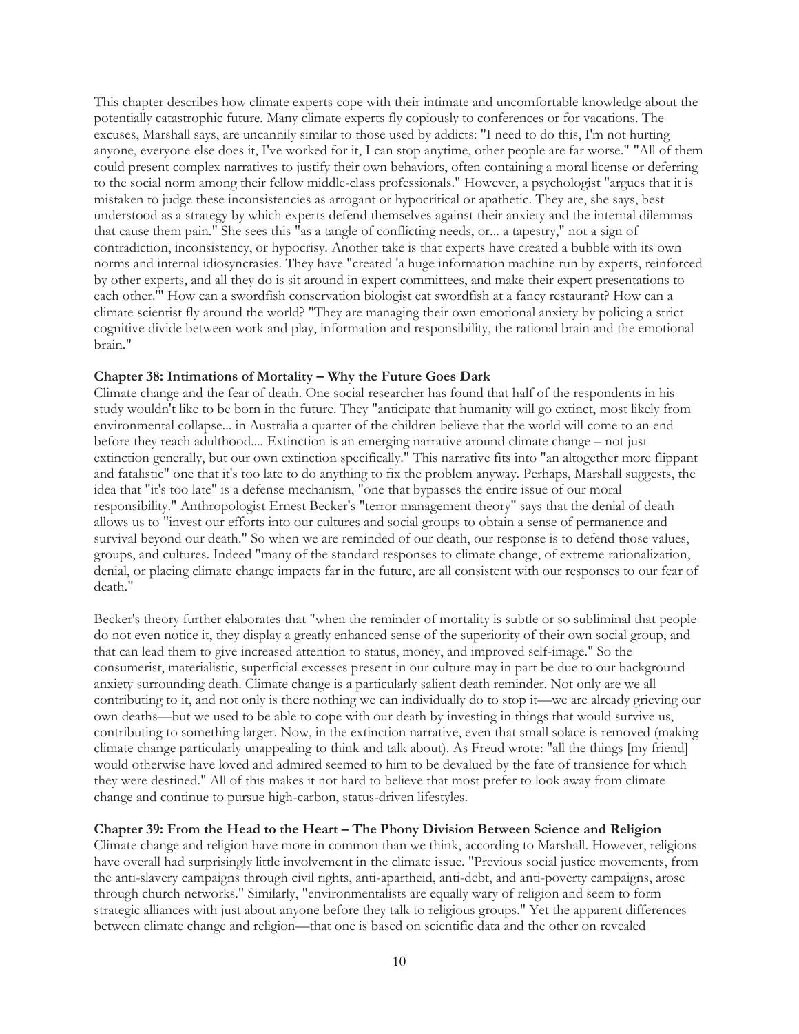This chapter describes how climate experts cope with their intimate and uncomfortable knowledge about the potentially catastrophic future. Many climate experts fly copiously to conferences or for vacations. The excuses, Marshall says, are uncannily similar to those used by addicts: "I need to do this, I'm not hurting anyone, everyone else does it, I've worked for it, I can stop anytime, other people are far worse." "All of them could present complex narratives to justify their own behaviors, often containing a moral license or deferring to the social norm among their fellow middle-class professionals." However, a psychologist "argues that it is mistaken to judge these inconsistencies as arrogant or hypocritical or apathetic. They are, she says, best understood as a strategy by which experts defend themselves against their anxiety and the internal dilemmas that cause them pain." She sees this "as a tangle of conflicting needs, or... a tapestry," not a sign of contradiction, inconsistency, or hypocrisy. Another take is that experts have created a bubble with its own norms and internal idiosyncrasies. They have "created 'a huge information machine run by experts, reinforced by other experts, and all they do is sit around in expert committees, and make their expert presentations to each other.'" How can a swordfish conservation biologist eat swordfish at a fancy restaurant? How can a climate scientist fly around the world? "They are managing their own emotional anxiety by policing a strict cognitive divide between work and play, information and responsibility, the rational brain and the emotional brain."

**Chapter 38: Intimations of Mortality – Why the Future Goes Dark**

Climate change and the fear of death. One social researcher has found that half of the respondents in his study wouldn't like to be born in the future. They "anticipate that humanity will go extinct, most likely from environmental collapse... in Australia a quarter of the children believe that the world will come to an end before they reach adulthood.... Extinction is an emerging narrative around climate change – not just extinction generally, but our own extinction specifically." This narrative fits into "an altogether more flippant and fatalistic" one that it's too late to do anything to fix the problem anyway. Perhaps, Marshall suggests, the idea that "it's too late" is a defense mechanism, "one that bypasses the entire issue of our moral responsibility." Anthropologist Ernest Becker's "terror management theory" says that the denial of death allows us to "invest our efforts into our cultures and social groups to obtain a sense of permanence and survival beyond our death." So when we are reminded of our death, our response is to defend those values, groups, and cultures. Indeed "many of the standard responses to climate change, of extreme rationalization, denial, or placing climate change impacts far in the future, are all consistent with our responses to our fear of death."

Becker's theory further elaborates that "when the reminder of mortality is subtle or so subliminal that people do not even notice it, they display a greatly enhanced sense of the superiority of their own social group, and that can lead them to give increased attention to status, money, and improved self-image." So the consumerist, materialistic, superficial excesses present in our culture may in part be due to our background anxiety surrounding death. Climate change is a particularly salient death reminder. Not only are we all contributing to it, and not only is there nothing we can individually do to stop it—we are already grieving our own deaths—but we used to be able to cope with our death by investing in things that would survive us, contributing to something larger. Now, in the extinction narrative, even that small solace is removed (making climate change particularly unappealing to think and talk about). As Freud wrote: "all the things [my friend] would otherwise have loved and admired seemed to him to be devalued by the fate of transience for which they were destined." All of this makes it not hard to believe that most prefer to look away from climate change and continue to pursue high-carbon, status-driven lifestyles.

**Chapter 39: From the Head to the Heart – The Phony Division Between Science and Religion**

Climate change and religion have more in common than we think, according to Marshall. However, religions have overall had surprisingly little involvement in the climate issue. "Previous social justice movements, from the anti-slavery campaigns through civil rights, anti-apartheid, anti-debt, and anti-poverty campaigns, arose through church networks." Similarly, "environmentalists are equally wary of religion and seem to form strategic alliances with just about anyone before they talk to religious groups." Yet the apparent differences between climate change and religion—that one is based on scientific data and the other on revealed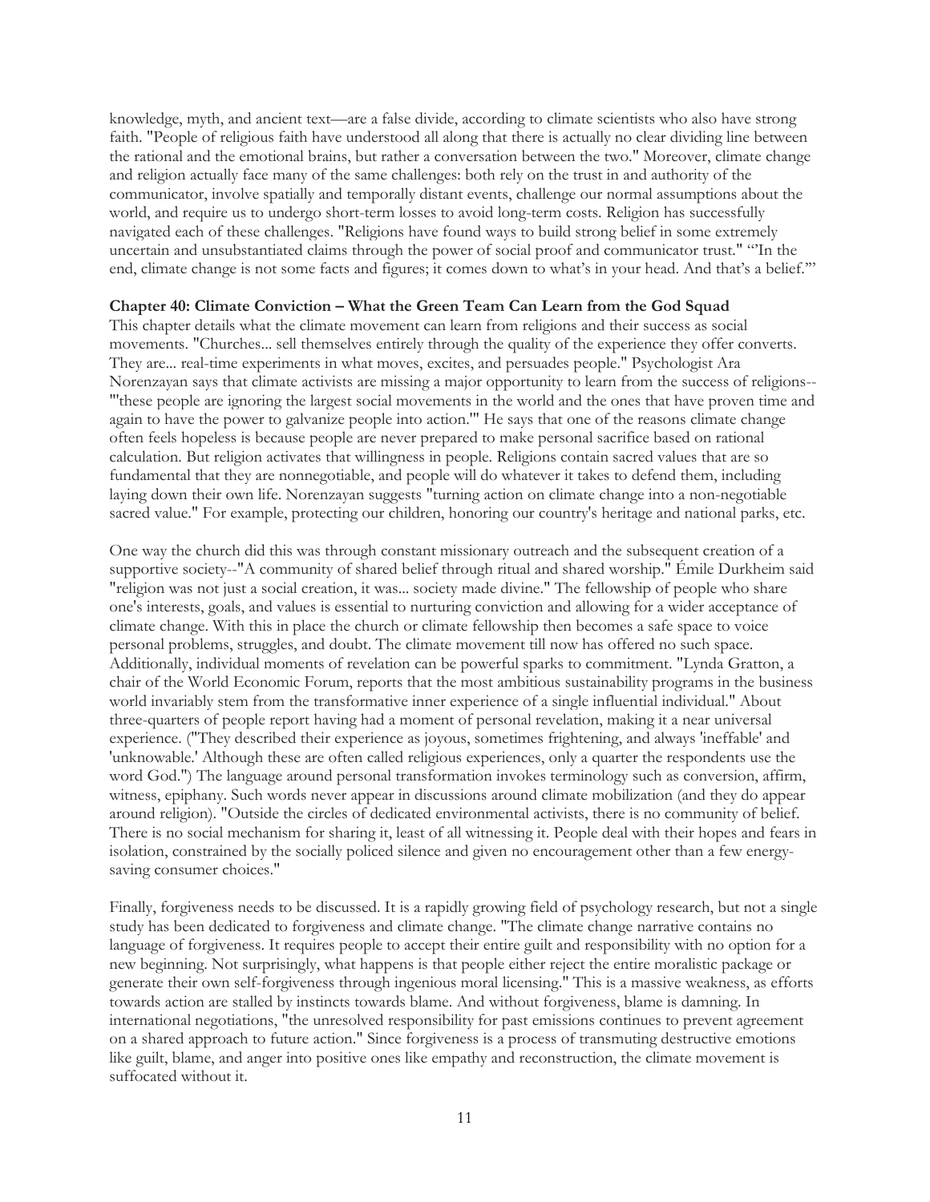knowledge, myth, and ancient text—are a false divide, according to climate scientists who also have strong faith. "People of religious faith have understood all along that there is actually no clear dividing line between the rational and the emotional brains, but rather a conversation between the two." Moreover, climate change and religion actually face many of the same challenges: both rely on the trust in and authority of the communicator, involve spatially and temporally distant events, challenge our normal assumptions about the world, and require us to undergo short-term losses to avoid long-term costs. Religion has successfully navigated each of these challenges. "Religions have found ways to build strong belief in some extremely uncertain and unsubstantiated claims through the power of social proof and communicator trust." "'In the end, climate change is not some facts and figures; it comes down to what's in your head. And that's a belief.'"

**Chapter 40: Climate Conviction – What the Green Team Can Learn from the God Squad**

This chapter details what the climate movement can learn from religions and their success as social movements. "Churches... sell themselves entirely through the quality of the experience they offer converts. They are... real-time experiments in what moves, excites, and persuades people." Psychologist Ara Norenzayan says that climate activists are missing a major opportunity to learn from the success of religions--"'these people are ignoring the largest social movements in the world and the ones that have proven time and again to have the power to galvanize people into action.'" He says that one of the reasons climate change often feels hopeless is because people are never prepared to make personal sacrifice based on rational calculation. But religion activates that willingness in people. Religions contain sacred values that are so fundamental that they are nonnegotiable, and people will do whatever it takes to defend them, including laying down their own life. Norenzayan suggests "turning action on climate change into a non-negotiable sacred value." For example, protecting our children, honoring our country's heritage and national parks, etc.

One way the church did this was through constant missionary outreach and the subsequent creation of a supportive society--"A community of shared belief through ritual and shared worship." Émile Durkheim said "religion was not just a social creation, it was... society made divine." The fellowship of people who share one's interests, goals, and values is essential to nurturing conviction and allowing for a wider acceptance of climate change. With this in place the church or climate fellowship then becomes a safe space to voice personal problems, struggles, and doubt. The climate movement till now has offered no such space. Additionally, individual moments of revelation can be powerful sparks to commitment. "Lynda Gratton, a chair of the World Economic Forum, reports that the most ambitious sustainability programs in the business world invariably stem from the transformative inner experience of a single influential individual." About three-quarters of people report having had a moment of personal revelation, making it a near universal experience. ("They described their experience as joyous, sometimes frightening, and always 'ineffable' and 'unknowable.' Although these are often called religious experiences, only a quarter the respondents use the word God.") The language around personal transformation invokes terminology such as conversion, affirm, witness, epiphany. Such words never appear in discussions around climate mobilization (and they do appear around religion). "Outside the circles of dedicated environmental activists, there is no community of belief. There is no social mechanism for sharing it, least of all witnessing it. People deal with their hopes and fears in isolation, constrained by the socially policed silence and given no encouragement other than a few energy-saving consumer choices."

Finally, forgiveness needs to be discussed. It is a rapidly growing field of psychology research, but not a single study has been dedicated to forgiveness and climate change. "The climate change narrative contains no language of forgiveness. It requires people to accept their entire guilt and responsibility with no option for a new beginning. Not surprisingly, what happens is that people either reject the entire moralistic package or generate their own self-forgiveness through ingenious moral licensing." This is a massive weakness, as efforts towards action are stalled by instincts towards blame. And without forgiveness, blame is damning. In international negotiations, "the unresolved responsibility for past emissions continues to prevent agreement on a shared approach to future action." Since forgiveness is a process of transmuting destructive emotions like guilt, blame, and anger into positive ones like empathy and reconstruction, the climate movement is suffocated without it.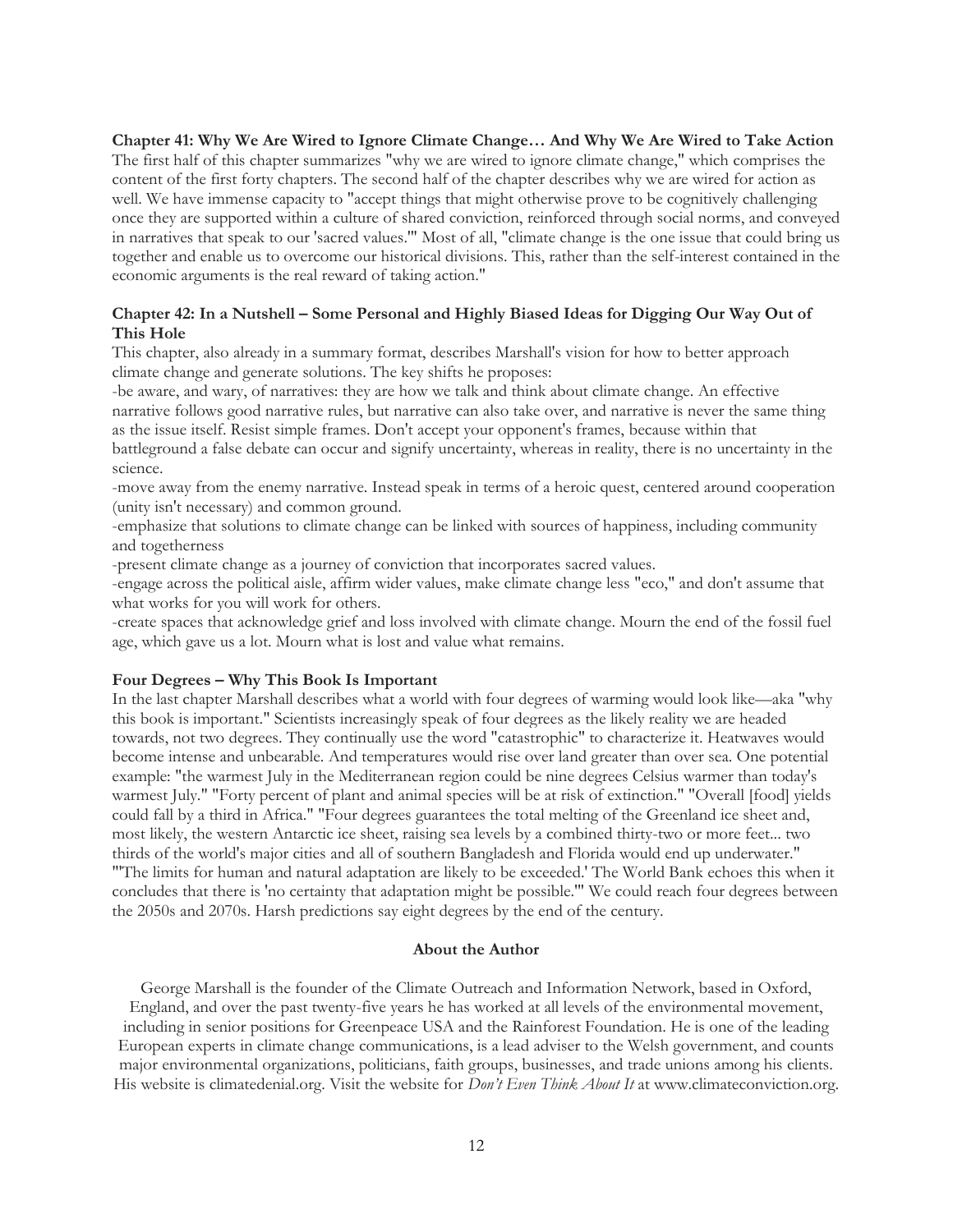**Chapter 41: Why We Are Wired to Ignore Climate Change… And Why We Are Wired to Take Action**

The first half of this chapter summarizes "why we are wired to ignore climate change," which comprises the content of the first forty chapters. The second half of the chapter describes why we are wired for action as well. We have immense capacity to "accept things that might otherwise prove to be cognitively challenging once they are supported within a culture of shared conviction, reinforced through social norms, and conveyed in narratives that speak to our 'sacred values.'" Most of all, "climate change is the one issue that could bring us together and enable us to overcome our historical divisions. This, rather than the self-interest contained in the economic arguments is the real reward of taking action."

**Chapter 42: In a Nutshell – Some Personal and Highly Biased Ideas for Digging Our Way Out of This Hole**

This chapter, also already in a summary format, describes Marshall's vision for how to better approach climate change and generate solutions. The key shifts he proposes:

-be aware, and wary, of narratives: they are how we talk and think about climate change. An effective narrative follows good narrative rules, but narrative can also take over, and narrative is never the same thing as the issue itself. Resist simple frames. Don't accept your opponent's frames, because within that battleground a false debate can occur and signify uncertainty, whereas in reality, there is no uncertainty in the science.

-move away from the enemy narrative. Instead speak in terms of a heroic quest, centered around cooperation (unity isn't necessary) and common ground.

-emphasize that solutions to climate change can be linked with sources of happiness, including community and togetherness

-present climate change as a journey of conviction that incorporates sacred values.

-engage across the political aisle, affirm wider values, make climate change less "eco," and don't assume that what works for you will work for others.

-create spaces that acknowledge grief and loss involved with climate change. Mourn the end of the fossil fuel age, which gave us a lot. Mourn what is lost and value what remains.

**Four Degrees – Why This Book Is Important**

In the last chapter Marshall describes what a world with four degrees of warming would look like—aka "why this book is important." Scientists increasingly speak of four degrees as the likely reality we are headed towards, not two degrees. They continually use the word "catastrophic" to characterize it. Heatwaves would become intense and unbearable. And temperatures would rise over land greater than over sea. One potential example: "the warmest July in the Mediterranean region could be nine degrees Celsius warmer than today's warmest July." "Forty percent of plant and animal species will be at risk of extinction." "Overall [food] yields could fall by a third in Africa." "Four degrees guarantees the total melting of the Greenland ice sheet and, most likely, the western Antarctic ice sheet, raising sea levels by a combined thirty-two or more feet... two thirds of the world's major cities and all of southern Bangladesh and Florida would end up underwater." "'The limits for human and natural adaptation are likely to be exceeded.' The World Bank echoes this when it concludes that there is 'no certainty that adaptation might be possible.'" We could reach four degrees between the 2050s and 2070s. Harsh predictions say eight degrees by the end of the century.

**About the Author**

George Marshall is the founder of the Climate Outreach and Information Network, based in Oxford, England, and over the past twenty-five years he has worked at all levels of the environmental movement, including in senior positions for Greenpeace USA and the Rainforest Foundation. He is one of the leading European experts in climate change communications, is a lead adviser to the Welsh government, and counts major environmental organizations, politicians, faith groups, businesses, and trade unions among his clients. His website is climatedenial.org. Visit the website for *Don't Even Think About It* at www.climateconviction.org.